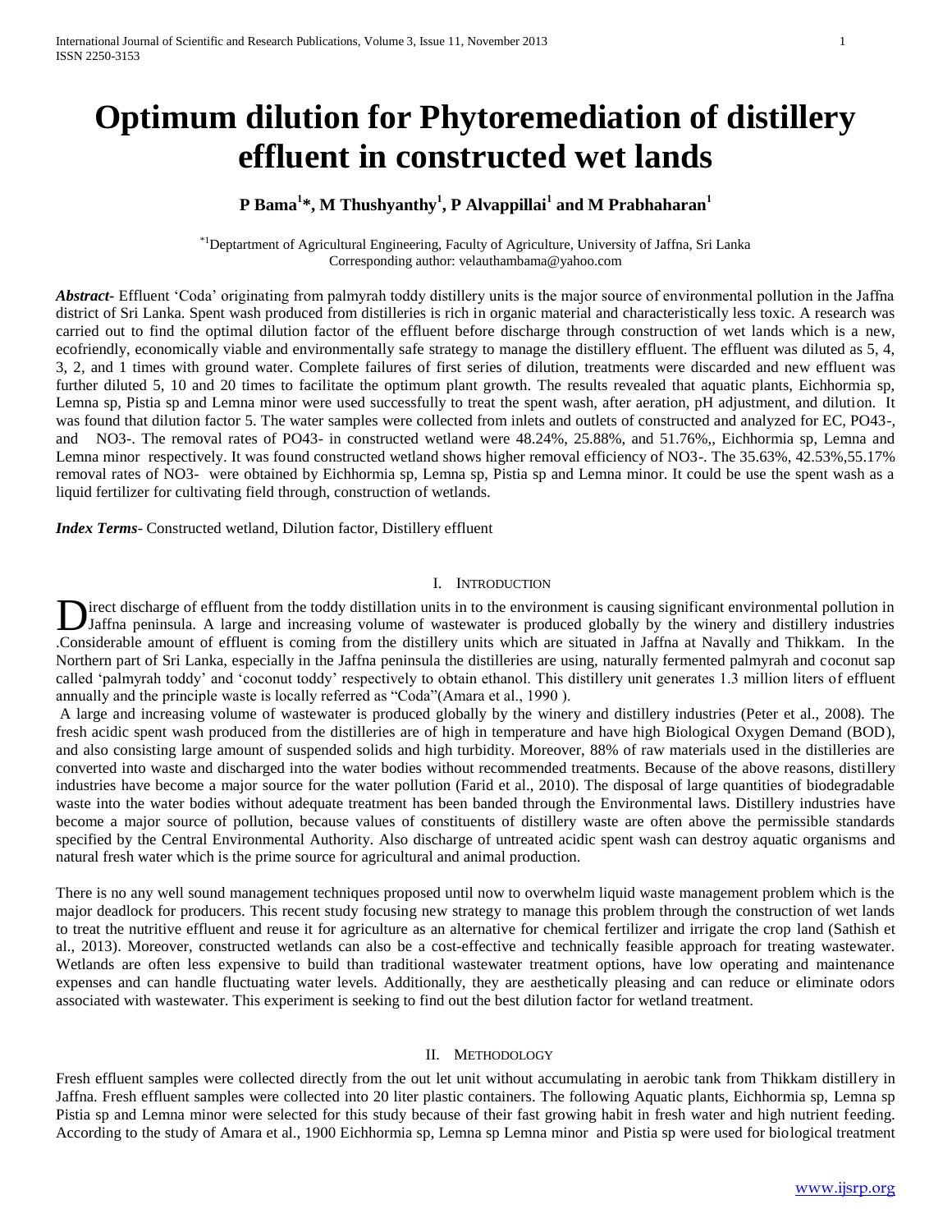# Optimum dilution for Phytoremediation of distillery effluent in constructed wet lands

**P Bama[1]*, M Thushyanthy[1], P Alvappillai[1] and M Prabhaharan[1]**

[*1]Deptartment of Agricultural Engineering, Faculty of Agriculture, University of Jaffna, Sri Lanka
Corresponding author: velauthambama@yahoo.com

***Abstract***- Effluent 'Coda' originating from palmyrah toddy distillery units is the major source of environmental pollution in the Jaffna district of Sri Lanka. Spent wash produced from distilleries is rich in organic material and characteristically less toxic. A research was carried out to find the optimal dilution factor of the effluent before discharge through construction of wet lands which is a new, ecofriendly, economically viable and environmentally safe strategy to manage the distillery effluent. The effluent was diluted as 5, 4, 3, 2, and 1 times with ground water. Complete failures of first series of dilution, treatments were discarded and new effluent was further diluted 5, 10 and 20 times to facilitate the optimum plant growth. The results revealed that aquatic plants, Eichhormia sp, Lemna sp, Pistia sp and Lemna minor were used successfully to treat the spent wash, after aeration, pH adjustment, and dilution. It was found that dilution factor 5. The water samples were collected from inlets and outlets of constructed and analyzed for EC, $PO_4^{3-}$, and $NO_3^-$. The removal rates of $PO_4^{3-}$ in constructed wetland were 48.24%, 25.88%, and 51.76%,, Eichhormia sp, Lemna and Lemna minor respectively. It was found constructed wetland shows higher removal efficiency of $NO_3^-$. The 35.63%, 42.53%,55.17% removal rates of $NO_3^-$ were obtained by Eichhormia sp, Lemna sp, Pistia sp and Lemna minor. It could be use the spent wash as a liquid fertilizer for cultivating field through, construction of wetlands.

***Index Terms***- Constructed wetland, Dilution factor, Distillery effluent

## I. Introduction

Direct discharge of effluent from the toddy distillation units in to the environment is causing significant environmental pollution in Jaffna peninsula. A large and increasing volume of wastewater is produced globally by the winery and distillery industries .Considerable amount of effluent is coming from the distillery units which are situated in Jaffna at Navally and Thikkam. In the Northern part of Sri Lanka, especially in the Jaffna peninsula the distilleries are using, naturally fermented palmyrah and coconut sap called 'palmyrah toddy' and 'coconut toddy' respectively to obtain ethanol. This distillery unit generates 1.3 million liters of effluent annually and the principle waste is locally referred as "Coda"(Amara et al., 1990 ).

A large and increasing volume of wastewater is produced globally by the winery and distillery industries (Peter et al., 2008). The fresh acidic spent wash produced from the distilleries are of high in temperature and have high Biological Oxygen Demand (BOD), and also consisting large amount of suspended solids and high turbidity. Moreover, 88% of raw materials used in the distilleries are converted into waste and discharged into the water bodies without recommended treatments. Because of the above reasons, distillery industries have become a major source for the water pollution (Farid et al., 2010). The disposal of large quantities of biodegradable waste into the water bodies without adequate treatment has been banded through the Environmental laws. Distillery industries have become a major source of pollution, because values of constituents of distillery waste are often above the permissible standards specified by the Central Environmental Authority. Also discharge of untreated acidic spent wash can destroy aquatic organisms and natural fresh water which is the prime source for agricultural and animal production.

There is no any well sound management techniques proposed until now to overwhelm liquid waste management problem which is the major deadlock for producers. This recent study focusing new strategy to manage this problem through the construction of wet lands to treat the nutritive effluent and reuse it for agriculture as an alternative for chemical fertilizer and irrigate the crop land (Sathish et al., 2013). Moreover, constructed wetlands can also be a cost-effective and technically feasible approach for treating wastewater. Wetlands are often less expensive to build than traditional wastewater treatment options, have low operating and maintenance expenses and can handle fluctuating water levels. Additionally, they are aesthetically pleasing and can reduce or eliminate odors associated with wastewater. This experiment is seeking to find out the best dilution factor for wetland treatment.

## II. Methodology

Fresh effluent samples were collected directly from the out let unit without accumulating in aerobic tank from Thikkam distillery in Jaffna. Fresh effluent samples were collected into 20 liter plastic containers. The following Aquatic plants, Eichhormia sp, Lemna sp Pistia sp and Lemna minor were selected for this study because of their fast growing habit in fresh water and high nutrient feeding. According to the study of Amara et al., 1900 Eichhormia sp, Lemna sp Lemna minor and Pistia sp were used for biological treatment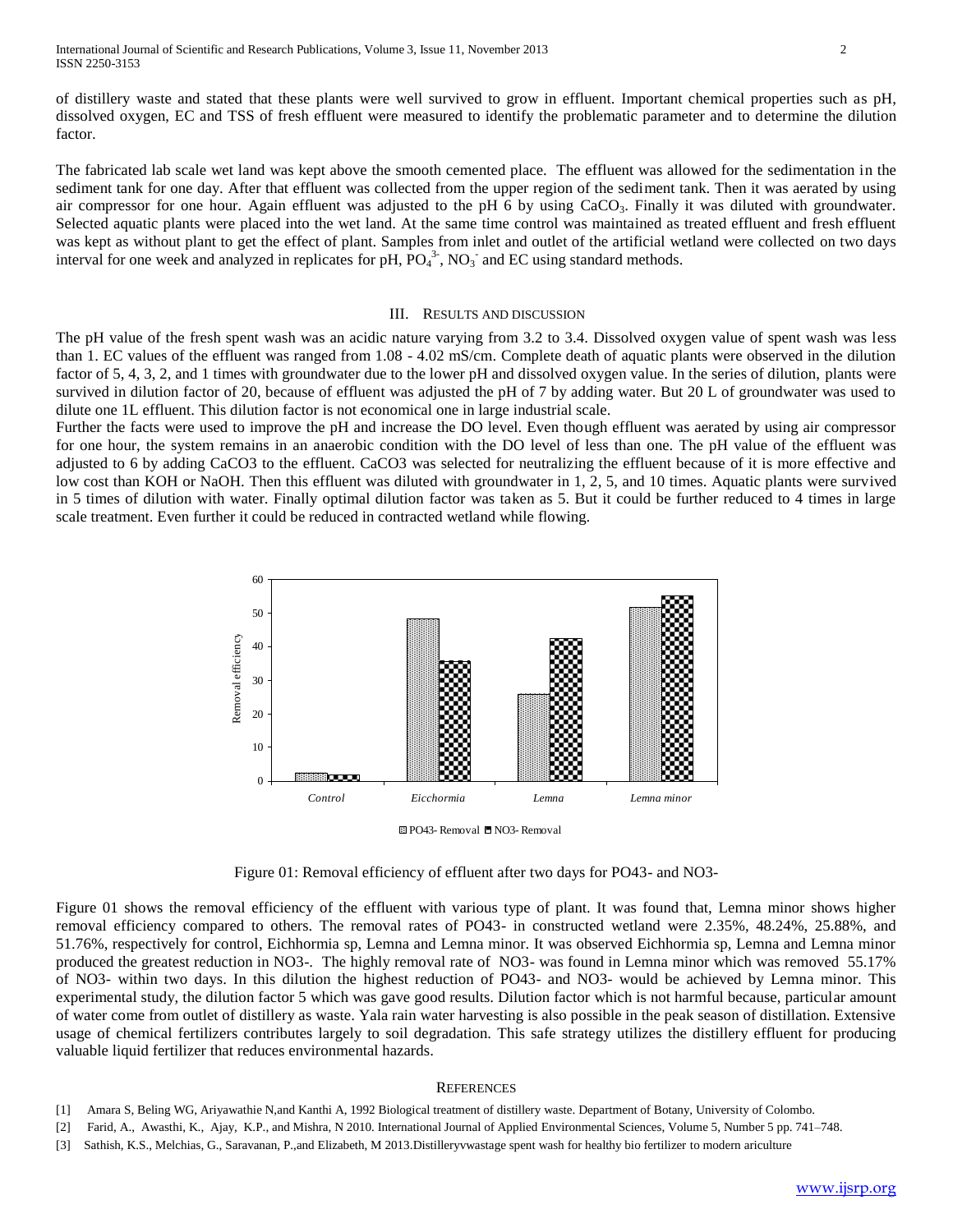of distillery waste and stated that these plants were well survived to grow in effluent. Important chemical properties such as pH, dissolved oxygen, EC and TSS of fresh effluent were measured to identify the problematic parameter and to determine the dilution factor.

The fabricated lab scale wet land was kept above the smooth cemented place. The effluent was allowed for the sedimentation in the sediment tank for one day. After that effluent was collected from the upper region of the sediment tank. Then it was aerated by using air compressor for one hour. Again effluent was adjusted to the pH 6 by using $CaCO_3$. Finally it was diluted with groundwater. Selected aquatic plants were placed into the wet land. At the same time control was maintained as treated effluent and fresh effluent was kept as without plant to get the effect of plant. Samples from inlet and outlet of the artificial wetland were collected on two days interval for one week and analyzed in replicates for pH, $PO_4^{3-}$, $NO_3^-$ and EC using standard methods.

## III. Results and Discussion

The pH value of the fresh spent wash was an acidic nature varying from 3.2 to 3.4. Dissolved oxygen value of spent wash was less than 1. EC values of the effluent was ranged from 1.08 - 4.02 mS/cm. Complete death of aquatic plants were observed in the dilution factor of 5, 4, 3, 2, and 1 times with groundwater due to the lower pH and dissolved oxygen value. In the series of dilution, plants were survived in dilution factor of 20, because of effluent was adjusted the pH of 7 by adding water. But 20 L of groundwater was used to dilute one 1L effluent. This dilution factor is not economical one in large industrial scale.

Further the facts were used to improve the pH and increase the DO level. Even though effluent was aerated by using air compressor for one hour, the system remains in an anaerobic condition with the DO level of less than one. The pH value of the effluent was adjusted to 6 by adding CaCO3 to the effluent. CaCO3 was selected for neutralizing the effluent because of it is more effective and low cost than KOH or NaOH. Then this effluent was diluted with groundwater in 1, 2, 5, and 10 times. Aquatic plants were survived in 5 times of dilution with water. Finally optimal dilution factor was taken as 5. But it could be further reduced to 4 times in large scale treatment. Even further it could be reduced in contracted wetland while flowing.

Figure 01: Removal efficiency of effluent after two days for PO43- and NO3-

Figure 01 shows the removal efficiency of the effluent with various type of plant. It was found that, Lemna minor shows higher removal efficiency compared to others. The removal rates of PO43- in constructed wetland were 2.35%, 48.24%, 25.88%, and 51.76%, respectively for control, Eichhormia sp, Lemna and Lemna minor. It was observed Eichhormia sp, Lemna and Lemna minor produced the greatest reduction in NO3-. The highly removal rate of NO3- was found in Lemna minor which was removed 55.17% of NO3- within two days. In this dilution the highest reduction of PO43- and NO3- would be achieved by Lemna minor. This experimental study, the dilution factor 5 which was gave good results. Dilution factor which is not harmful because, particular amount of water come from outlet of distillery as waste. Yala rain water harvesting is also possible in the peak season of distillation. Extensive usage of chemical fertilizers contributes largely to soil degradation. This safe strategy utilizes the distillery effluent for producing valuable liquid fertilizer that reduces environmental hazards.

## References

[1] Amara S, Beling WG, Ariyawathie N,and Kanthi A, 1992 Biological treatment of distillery waste. Department of Botany, University of Colombo.

[2] Farid, A., Awasthi, K., Ajay, K.P., and Mishra, N 2010. International Journal of Applied Environmental Sciences, Volume 5, Number 5 pp. 741–748.

[3] Sathish, K.S., Melchias, G., Saravanan, P.,and Elizabeth, M 2013.Distilleryvwastage spent wash for healthy bio fertilizer to modern ariculture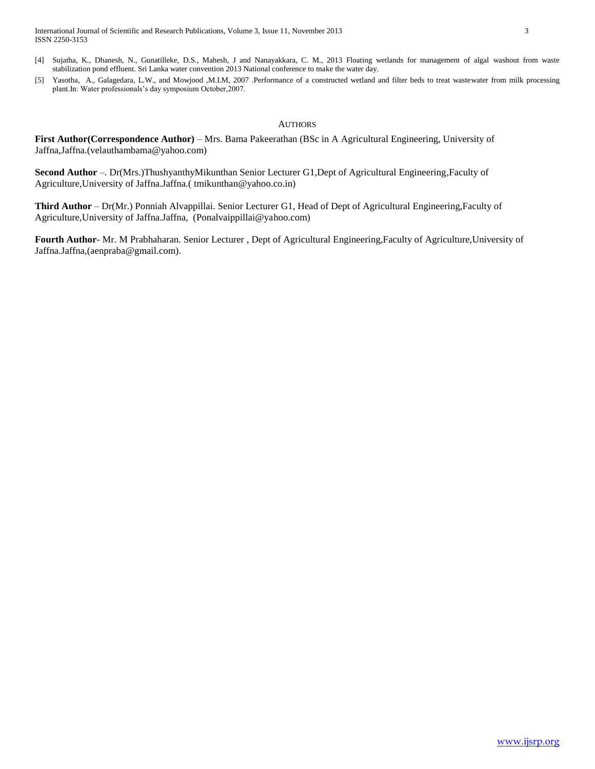[4] Sujatha, K., Dhanesh, N., Gunatilleke, D.S., Mahesh, J and Nanayakkara, C. M., 2013 Floating wetlands for management of algal washout from waste stabilization pond effluent. Sri Lanka water convention 2013 National conference to make the water day.

[5] Yasotha, A., Galagedara, L.W., and Mowjood ,M.I.M, 2007 .Performance of a constructed wetland and filter beds to treat wastewater from milk processing plant.In: Water professionals's day symposium October,2007.

## Authors

**First Author(Correspondence Author)** – Mrs. Bama Pakeerathan (BSc in A Agricultural Engineering, University of Jaffna,Jaffna.(velauthambama@yahoo.com)

**Second Author** –. Dr(Mrs.)ThushyanthyMikunthan Senior Lecturer G1,Dept of Agricultural Engineering,Faculty of Agriculture,University of Jaffna.Jaffna.( tmikunthan@yahoo.co.in)

**Third Author** – Dr(Mr.) Ponniah Alvappillai. Senior Lecturer G1, Head of Dept of Agricultural Engineering,Faculty of Agriculture,University of Jaffna.Jaffna, (Ponalvaippillai@yahoo.com)

**Fourth Author**- Mr. M Prabhaharan. Senior Lecturer , Dept of Agricultural Engineering,Faculty of Agriculture,University of Jaffna.Jaffna,(aenpraba@gmail.com).